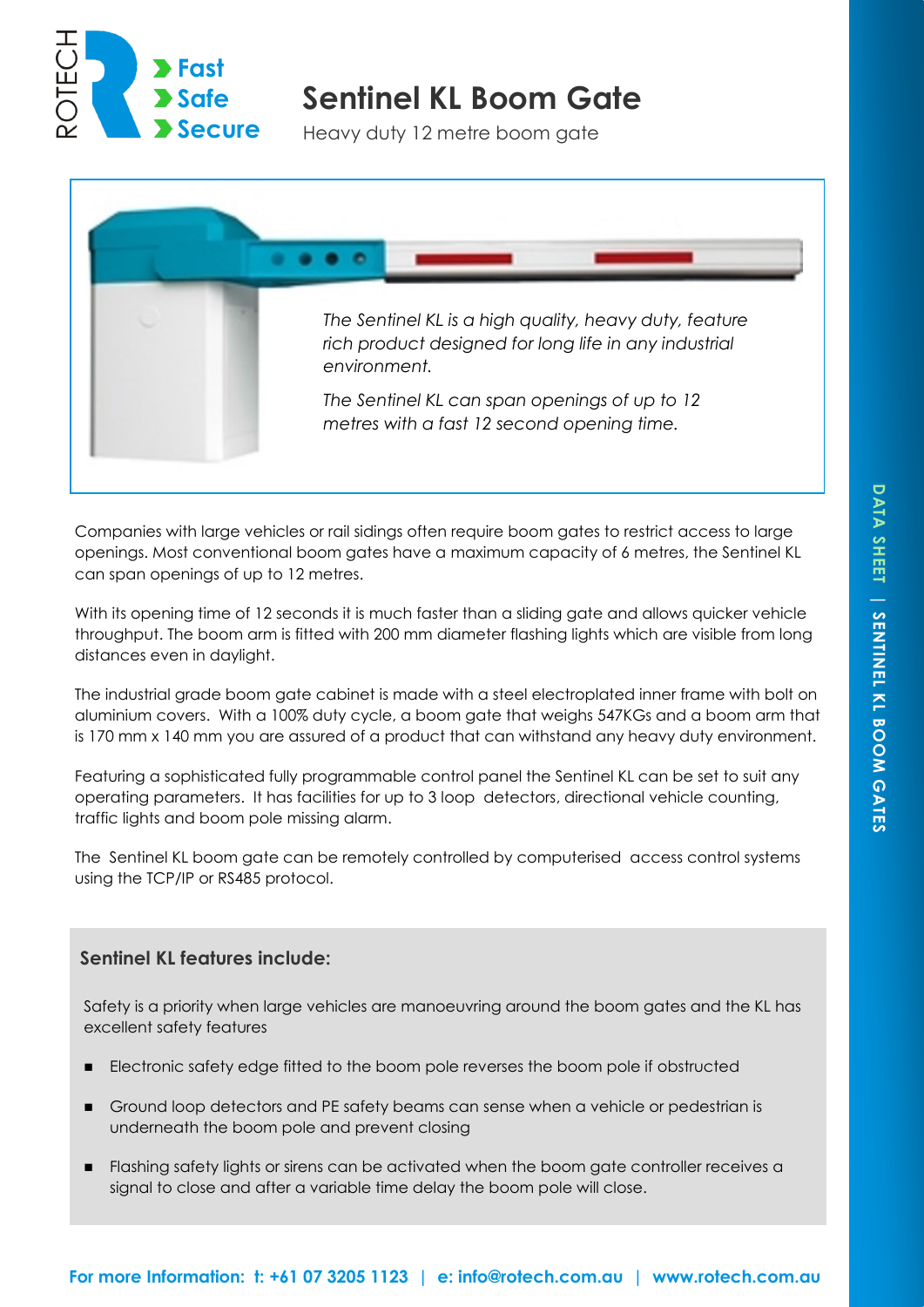ROTECH

Fast
Safe
Secure

# Sentinel KL Boom Gate

Heavy duty 12 metre boom gate

*The Sentinel KL is a high quality, heavy duty, feature rich product designed for long life in any industrial environment.*

*The Sentinel KL can span openings of up to 12 metres with a fast 12 second opening time.*

Companies with large vehicles or rail sidings often require boom gates to restrict access to large openings. Most conventional boom gates have a maximum capacity of 6 metres, the Sentinel KL can span openings of up to 12 metres.

With its opening time of 12 seconds it is much faster than a sliding gate and allows quicker vehicle throughput. The boom arm is fitted with 200 mm diameter flashing lights which are visible from long distances even in daylight.

The industrial grade boom gate cabinet is made with a steel electroplated inner frame with bolt on aluminium covers. With a 100% duty cycle, a boom gate that weighs 547KGs and a boom arm that is 170 mm x 140 mm you are assured of a product that can withstand any heavy duty environment.

Featuring a sophisticated fully programmable control panel the Sentinel KL can be set to suit any operating parameters. It has facilities for up to 3 loop detectors, directional vehicle counting, traffic lights and boom pole missing alarm.

The Sentinel KL boom gate can be remotely controlled by computerised access control systems using the TCP/IP or RS485 protocol.

## Sentinel KL features include:

Safety is a priority when large vehicles are manoeuvring around the boom gates and the KL has excellent safety features

- Electronic safety edge fitted to the boom pole reverses the boom pole if obstructed
- Ground loop detectors and PE safety beams can sense when a vehicle or pedestrian is underneath the boom pole and prevent closing
- Flashing safety lights or sirens can be activated when the boom gate controller receives a signal to close and after a variable time delay the boom pole will close.

**For more Information: t: +61 07 3205 1123 | e: info@rotech.com.au | www.rotech.com.au**

DATA SHEET | SENTINEL KL BOOM GATES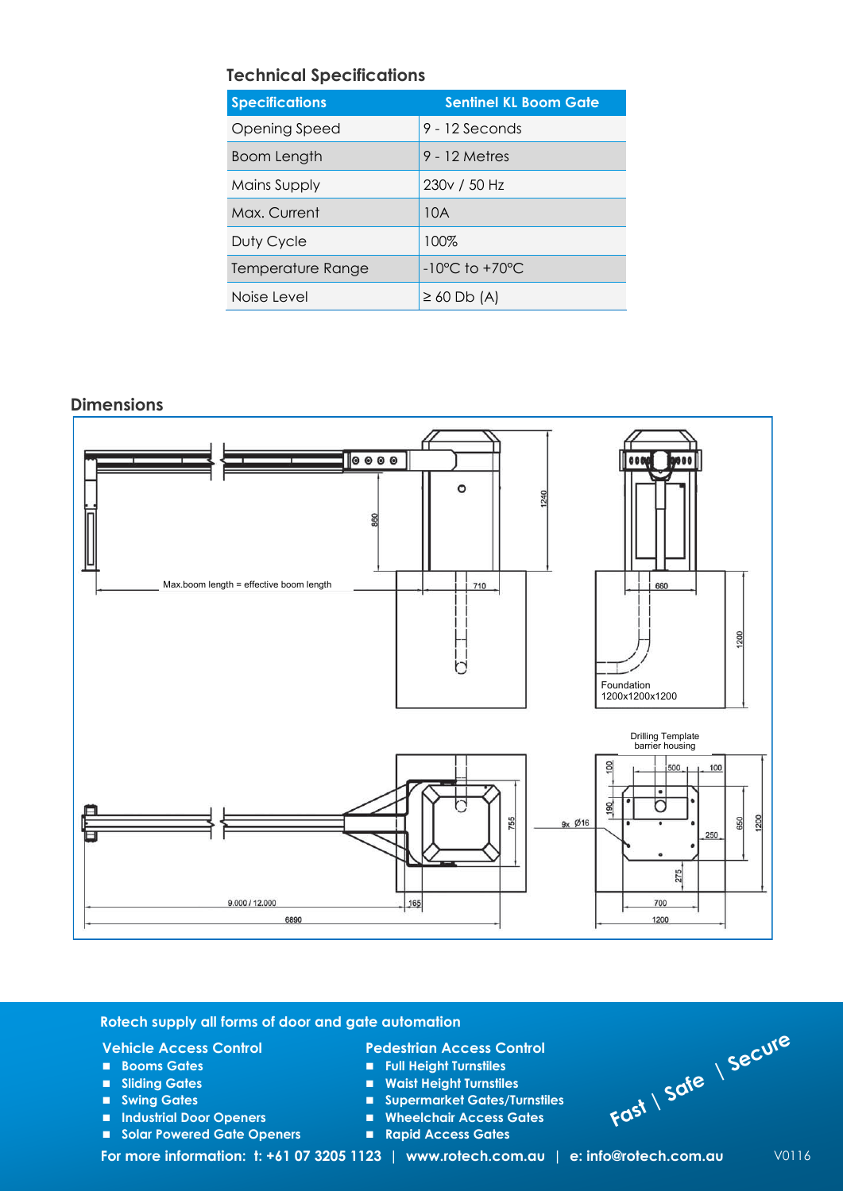## Technical Specifications

| Specifications | Sentinel KL Boom Gate |
|---|---|
| Opening Speed | 9 - 12 Seconds |
| Boom Length | 9 - 12 Metres |
| Mains Supply | 230v / 50 Hz |
| Max. Current | 10A |
| Duty Cycle | 100% |
| Temperature Range | -10°C to +70°C |
| Noise Level | ≥ 60 Db (A) |

## Dimensions

Max.boom length = effective boom length

860

1240

710

660

1200

Foundation 1200x1200x1200

Drilling Template barrier housing

100

500

100

190

9x Ø16

755

250

650

1200

275

9.000 / 12.000

165

6890

700

1200

Rotech supply all forms of door and gate automation

**Vehicle Access Control**

- Booms Gates
- Sliding Gates
- Swing Gates
- Industrial Door Openers
- Solar Powered Gate Openers

**Pedestrian Access Control**

- Full Height Turnstiles
- Waist Height Turnstiles
- Supermarket Gates/Turnstiles
- Wheelchair Access Gates
- Rapid Access Gates

Fast | Safe | Secure

For more information: t: +61 07 3205 1123 | www.rotech.com.au | e: info@rotech.com.au

V0116